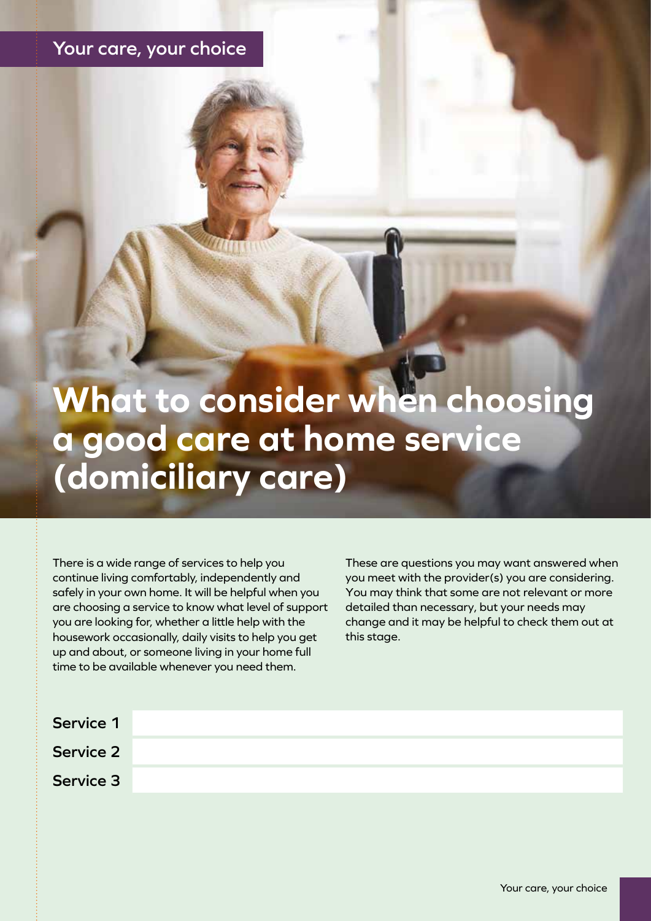Your care, your choice

# What to consider when choosing a good care at home service (domiciliary care)

There is a wide range of services to help you continue living comfortably, independently and safely in your own home. It will be helpful when you are choosing a service to know what level of support you are looking for, whether a little help with the housework occasionally, daily visits to help you get up and about, or someone living in your home full time to be available whenever you need them.

These are questions you may want answered when you meet with the provider(s) you are considering. You may think that some are not relevant or more detailed than necessary, but your needs may change and it may be helpful to check them out at this stage.

| | |
|---|---|
| **Service 1** | |
| **Service 2** | |
| **Service 3** | |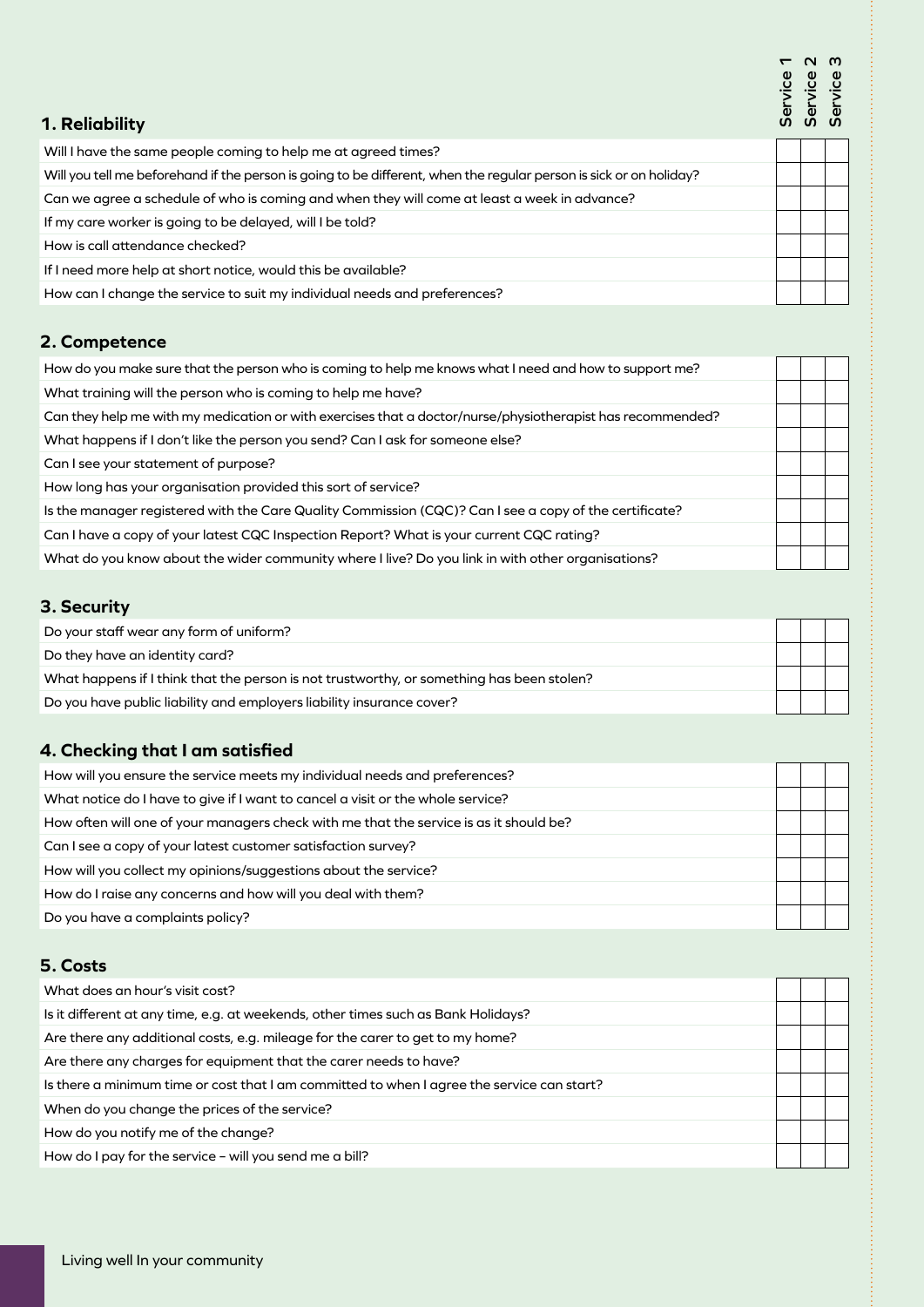## 1. Reliability

| | Service 1 | Service 2 | Service 3 |
|---|---|---|---|
| Will I have the same people coming to help me at agreed times? | | | |
| Will you tell me beforehand if the person is going to be different, when the regular person is sick or on holiday? | | | |
| Can we agree a schedule of who is coming and when they will come at least a week in advance? | | | |
| If my care worker is going to be delayed, will I be told? | | | |
| How is call attendance checked? | | | |
| If I need more help at short notice, would this be available? | | | |
| How can I change the service to suit my individual needs and preferences? | | | |

## 2. Competence

| | Service 1 | Service 2 | Service 3 |
|---|---|---|---|
| How do you make sure that the person who is coming to help me knows what I need and how to support me? | | | |
| What training will the person who is coming to help me have? | | | |
| Can they help me with my medication or with exercises that a doctor/nurse/physiotherapist has recommended? | | | |
| What happens if I don't like the person you send? Can I ask for someone else? | | | |
| Can I see your statement of purpose? | | | |
| How long has your organisation provided this sort of service? | | | |
| Is the manager registered with the Care Quality Commission (CQC)? Can I see a copy of the certificate? | | | |
| Can I have a copy of your latest CQC Inspection Report? What is your current CQC rating? | | | |
| What do you know about the wider community where I live? Do you link in with other organisations? | | | |

## 3. Security

| | Service 1 | Service 2 | Service 3 |
|---|---|---|---|
| Do your staff wear any form of uniform? | | | |
| Do they have an identity card? | | | |
| What happens if I think that the person is not trustworthy, or something has been stolen? | | | |
| Do you have public liability and employers liability insurance cover? | | | |

## 4. Checking that I am satisfied

| | Service 1 | Service 2 | Service 3 |
|---|---|---|---|
| How will you ensure the service meets my individual needs and preferences? | | | |
| What notice do I have to give if I want to cancel a visit or the whole service? | | | |
| How often will one of your managers check with me that the service is as it should be? | | | |
| Can I see a copy of your latest customer satisfaction survey? | | | |
| How will you collect my opinions/suggestions about the service? | | | |
| How do I raise any concerns and how will you deal with them? | | | |
| Do you have a complaints policy? | | | |

## 5. Costs

| | Service 1 | Service 2 | Service 3 |
|---|---|---|---|
| What does an hour's visit cost? | | | |
| Is it different at any time, e.g. at weekends, other times such as Bank Holidays? | | | |
| Are there any additional costs, e.g. mileage for the carer to get to my home? | | | |
| Are there any charges for equipment that the carer needs to have? | | | |
| Is there a minimum time or cost that I am committed to when I agree the service can start? | | | |
| When do you change the prices of the service? | | | |
| How do you notify me of the change? | | | |
| How do I pay for the service – will you send me a bill? | | | |